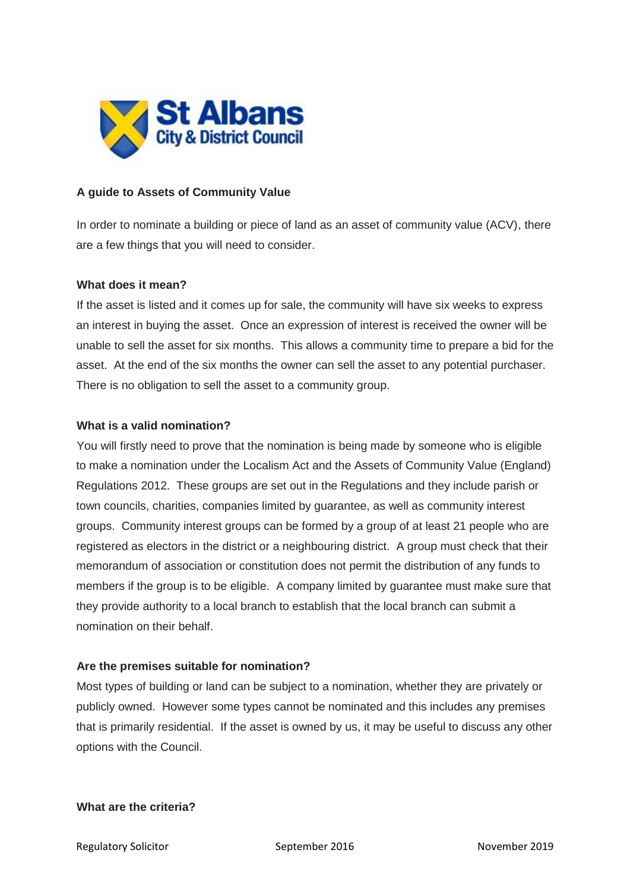**A guide to Assets of Community Value**

In order to nominate a building or piece of land as an asset of community value (ACV), there are a few things that you will need to consider.

**What does it mean?**

If the asset is listed and it comes up for sale, the community will have six weeks to express an interest in buying the asset. Once an expression of interest is received the owner will be unable to sell the asset for six months. This allows a community time to prepare a bid for the asset. At the end of the six months the owner can sell the asset to any potential purchaser. There is no obligation to sell the asset to a community group.

**What is a valid nomination?**

You will firstly need to prove that the nomination is being made by someone who is eligible to make a nomination under the Localism Act and the Assets of Community Value (England) Regulations 2012. These groups are set out in the Regulations and they include parish or town councils, charities, companies limited by guarantee, as well as community interest groups. Community interest groups can be formed by a group of at least 21 people who are registered as electors in the district or a neighbouring district. A group must check that their memorandum of association or constitution does not permit the distribution of any funds to members if the group is to be eligible. A company limited by guarantee must make sure that they provide authority to a local branch to establish that the local branch can submit a nomination on their behalf.

**Are the premises suitable for nomination?**

Most types of building or land can be subject to a nomination, whether they are privately or publicly owned. However some types cannot be nominated and this includes any premises that is primarily residential. If the asset is owned by us, it may be useful to discuss any other options with the Council.

**What are the criteria?**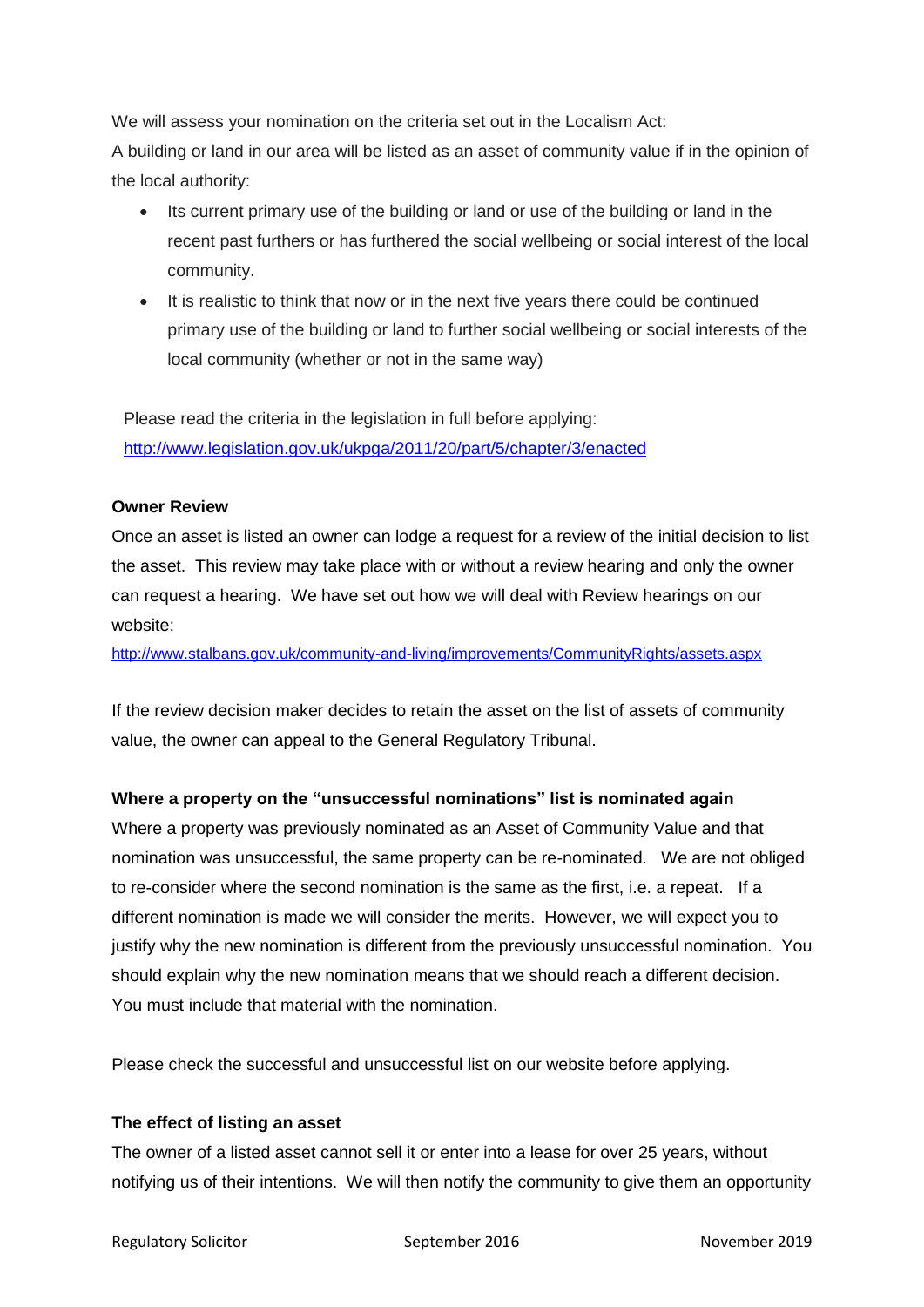We will assess your nomination on the criteria set out in the Localism Act:

A building or land in our area will be listed as an asset of community value if in the opinion of the local authority:

- Its current primary use of the building or land or use of the building or land in the recent past furthers or has furthered the social wellbeing or social interest of the local community.
- It is realistic to think that now or in the next five years there could be continued primary use of the building or land to further social wellbeing or social interests of the local community (whether or not in the same way)

Please read the criteria in the legislation in full before applying: [http://www.legislation.gov.uk/ukpga/2011/20/part/5/chapter/3/enacted](http://www.legislation.gov.uk/ukpga/2011/20/part/5/chapter/3/enacted)

**Owner Review**

Once an asset is listed an owner can lodge a request for a review of the initial decision to list the asset. This review may take place with or without a review hearing and only the owner can request a hearing. We have set out how we will deal with Review hearings on our website:

[http://www.stalbans.gov.uk/community-and-living/improvements/CommunityRights/assets.aspx](http://www.stalbans.gov.uk/community-and-living/improvements/CommunityRights/assets.aspx)

If the review decision maker decides to retain the asset on the list of assets of community value, the owner can appeal to the General Regulatory Tribunal.

**Where a property on the "unsuccessful nominations" list is nominated again**

Where a property was previously nominated as an Asset of Community Value and that nomination was unsuccessful, the same property can be re-nominated. We are not obliged to re-consider where the second nomination is the same as the first, i.e. a repeat. If a different nomination is made we will consider the merits. However, we will expect you to justify why the new nomination is different from the previously unsuccessful nomination. You should explain why the new nomination means that we should reach a different decision. You must include that material with the nomination.

Please check the successful and unsuccessful list on our website before applying.

**The effect of listing an asset**

The owner of a listed asset cannot sell it or enter into a lease for over 25 years, without notifying us of their intentions. We will then notify the community to give them an opportunity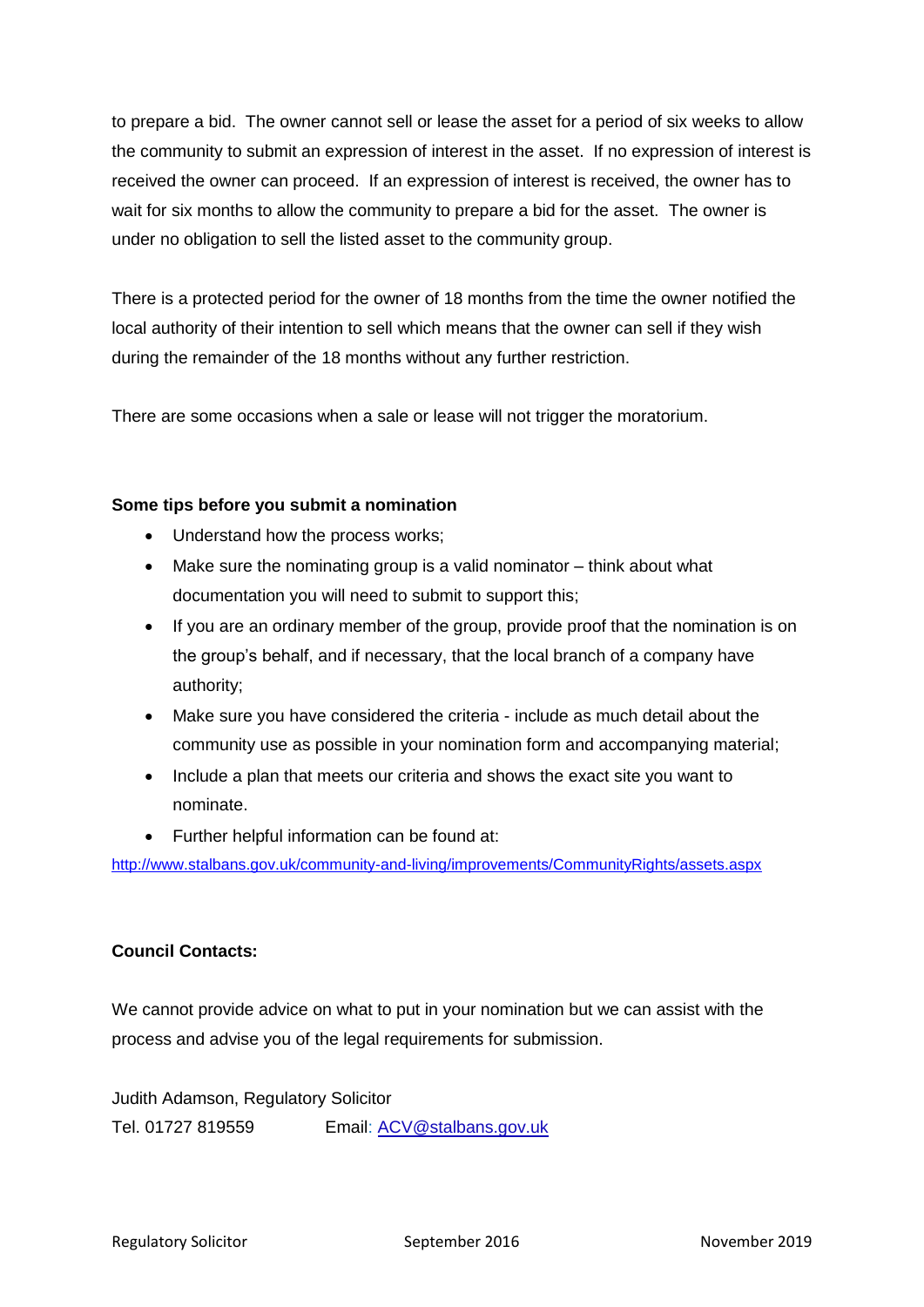to prepare a bid. The owner cannot sell or lease the asset for a period of six weeks to allow the community to submit an expression of interest in the asset. If no expression of interest is received the owner can proceed. If an expression of interest is received, the owner has to wait for six months to allow the community to prepare a bid for the asset. The owner is under no obligation to sell the listed asset to the community group.

There is a protected period for the owner of 18 months from the time the owner notified the local authority of their intention to sell which means that the owner can sell if they wish during the remainder of the 18 months without any further restriction.

There are some occasions when a sale or lease will not trigger the moratorium.

**Some tips before you submit a nomination**

- Understand how the process works;
- Make sure the nominating group is a valid nominator – think about what documentation you will need to submit to support this;
- If you are an ordinary member of the group, provide proof that the nomination is on the group's behalf, and if necessary, that the local branch of a company have authority;
- Make sure you have considered the criteria - include as much detail about the community use as possible in your nomination form and accompanying material;
- Include a plan that meets our criteria and shows the exact site you want to nominate.
- Further helpful information can be found at:

http://www.stalbans.gov.uk/community-and-living/improvements/CommunityRights/assets.aspx

**Council Contacts:**

We cannot provide advice on what to put in your nomination but we can assist with the process and advise you of the legal requirements for submission.

Judith Adamson, Regulatory Solicitor
Tel. 01727 819559 Email: ACV@stalbans.gov.uk

Regulatory Solicitor September 2016 November 2019